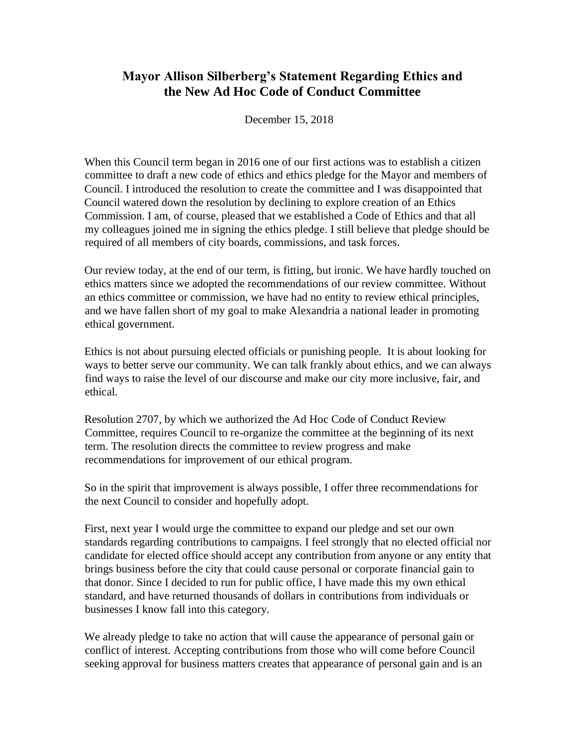# Mayor Allison Silberberg's Statement Regarding Ethics and the New Ad Hoc Code of Conduct Committee

December 15, 2018

When this Council term began in 2016 one of our first actions was to establish a citizen committee to draft a new code of ethics and ethics pledge for the Mayor and members of Council. I introduced the resolution to create the committee and I was disappointed that Council watered down the resolution by declining to explore creation of an Ethics Commission. I am, of course, pleased that we established a Code of Ethics and that all my colleagues joined me in signing the ethics pledge. I still believe that pledge should be required of all members of city boards, commissions, and task forces.

Our review today, at the end of our term, is fitting, but ironic. We have hardly touched on ethics matters since we adopted the recommendations of our review committee. Without an ethics committee or commission, we have had no entity to review ethical principles, and we have fallen short of my goal to make Alexandria a national leader in promoting ethical government.

Ethics is not about pursuing elected officials or punishing people. It is about looking for ways to better serve our community. We can talk frankly about ethics, and we can always find ways to raise the level of our discourse and make our city more inclusive, fair, and ethical.

Resolution 2707, by which we authorized the Ad Hoc Code of Conduct Review Committee, requires Council to re-organize the committee at the beginning of its next term. The resolution directs the committee to review progress and make recommendations for improvement of our ethical program.

So in the spirit that improvement is always possible, I offer three recommendations for the next Council to consider and hopefully adopt.

First, next year I would urge the committee to expand our pledge and set our own standards regarding contributions to campaigns. I feel strongly that no elected official nor candidate for elected office should accept any contribution from anyone or any entity that brings business before the city that could cause personal or corporate financial gain to that donor. Since I decided to run for public office, I have made this my own ethical standard, and have returned thousands of dollars in contributions from individuals or businesses I know fall into this category.

We already pledge to take no action that will cause the appearance of personal gain or conflict of interest. Accepting contributions from those who will come before Council seeking approval for business matters creates that appearance of personal gain and is an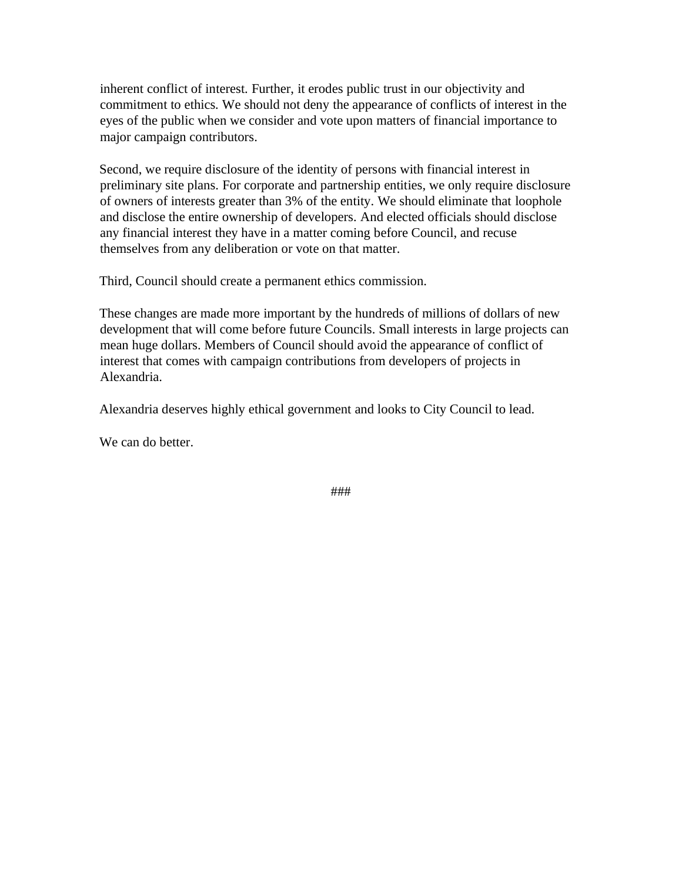inherent conflict of interest. Further, it erodes public trust in our objectivity and commitment to ethics. We should not deny the appearance of conflicts of interest in the eyes of the public when we consider and vote upon matters of financial importance to major campaign contributors.

Second, we require disclosure of the identity of persons with financial interest in preliminary site plans. For corporate and partnership entities, we only require disclosure of owners of interests greater than 3% of the entity. We should eliminate that loophole and disclose the entire ownership of developers. And elected officials should disclose any financial interest they have in a matter coming before Council, and recuse themselves from any deliberation or vote on that matter.

Third, Council should create a permanent ethics commission.

These changes are made more important by the hundreds of millions of dollars of new development that will come before future Councils. Small interests in large projects can mean huge dollars. Members of Council should avoid the appearance of conflict of interest that comes with campaign contributions from developers of projects in Alexandria.

Alexandria deserves highly ethical government and looks to City Council to lead.

We can do better.

###